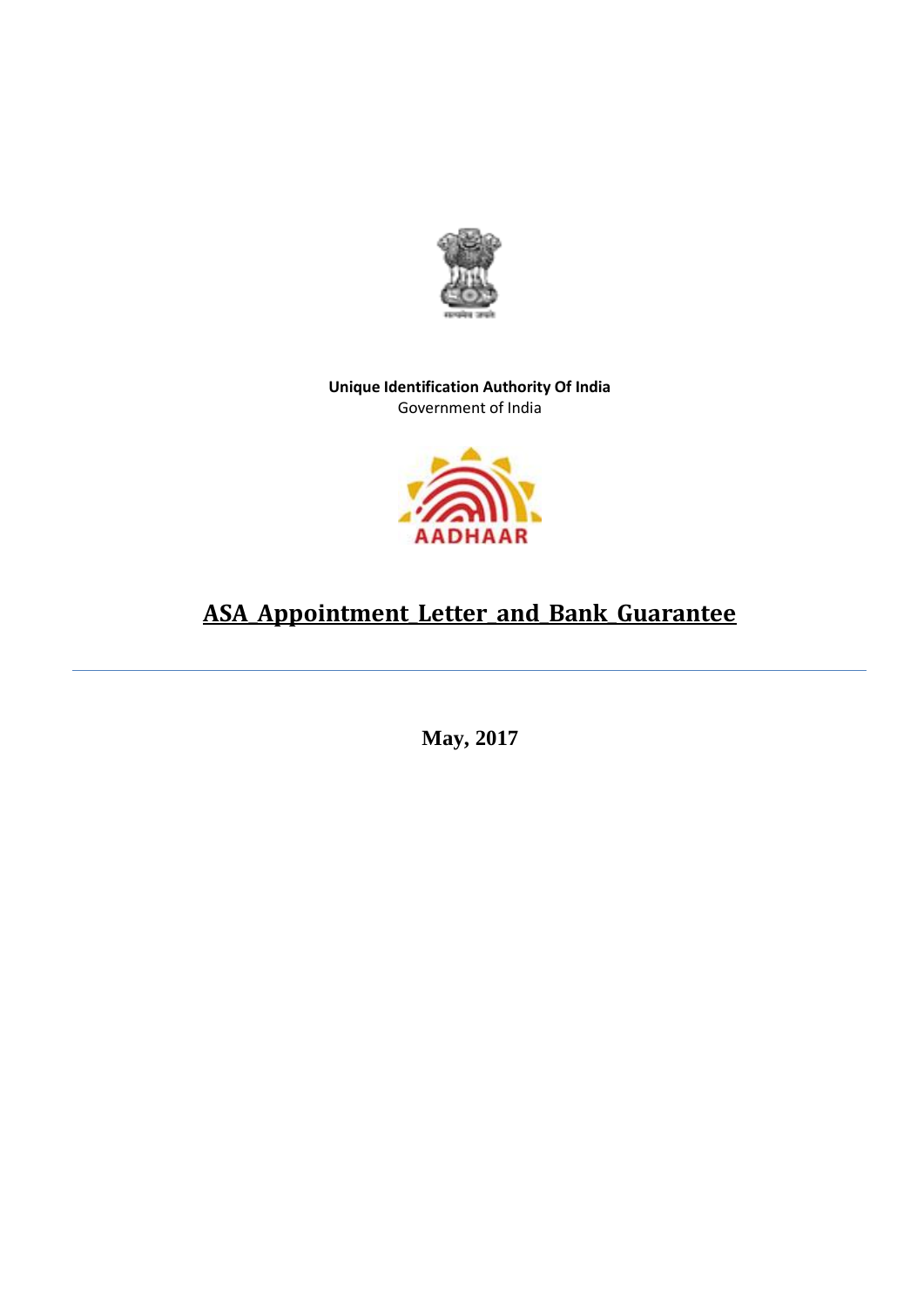**Unique Identification Authority Of India**
Government of India

# ASA_Appointment_Letter_and_Bank_Guarantee

---

**May, 2017**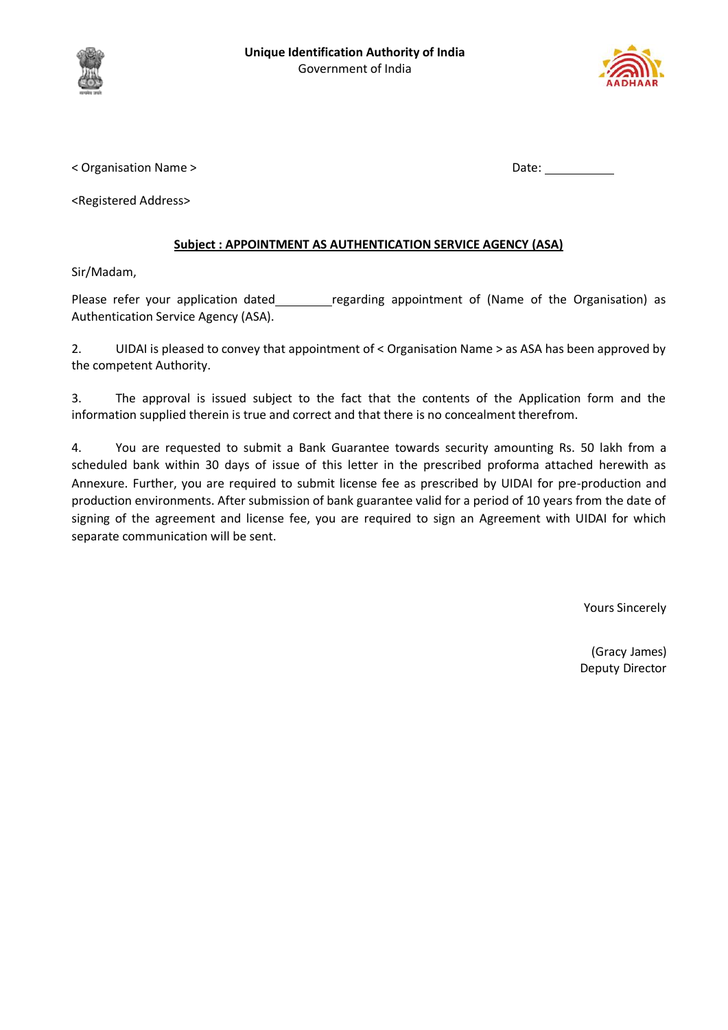**Unique Identification Authority of India**
Government of India

< Organisation Name >

Date: ___________

<Registered Address>

**Subject : APPOINTMENT AS AUTHENTICATION SERVICE AGENCY (ASA)**

Sir/Madam,

Please refer your application dated_________regarding appointment of (Name of the Organisation) as Authentication Service Agency (ASA).

2. UIDAI is pleased to convey that appointment of < Organisation Name > as ASA has been approved by the competent Authority.

3. The approval is issued subject to the fact that the contents of the Application form and the information supplied therein is true and correct and that there is no concealment therefrom.

4. You are requested to submit a Bank Guarantee towards security amounting Rs. 50 lakh from a scheduled bank within 30 days of issue of this letter in the prescribed proforma attached herewith as Annexure. Further, you are required to submit license fee as prescribed by UIDAI for pre-production and production environments. After submission of bank guarantee valid for a period of 10 years from the date of signing of the agreement and license fee, you are required to sign an Agreement with UIDAI for which separate communication will be sent.

Yours Sincerely

(Gracy James)
Deputy Director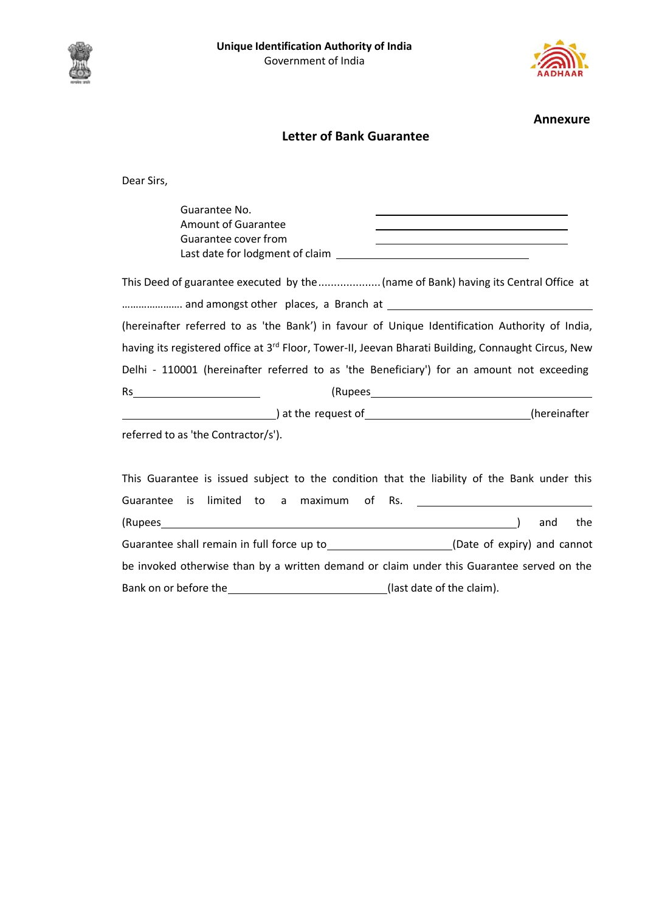Unique Identification Authority of India
Government of India

**Annexure**

## Letter of Bank Guarantee

Dear Sirs,

Guarantee No. ____________________
Amount of Guarantee ____________________
Guarantee cover from ____________________
Last date for lodgment of claim ____________________

This Deed of guarantee executed by the.................... (name of Bank) having its Central Office at …………………. and amongst other places, a Branch at ____________________ (hereinafter referred to as 'the Bank') in favour of Unique Identification Authority of India, having its registered office at 3rd Floor, Tower-II, Jeevan Bharati Building, Connaught Circus, New Delhi - 110001 (hereinafter referred to as 'the Beneficiary') for an amount not exceeding Rs____________________ (Rupees____________________ ____________________) at the request of____________________(hereinafter referred to as 'the Contractor/s').

This Guarantee is issued subject to the condition that the liability of the Bank under this Guarantee is limited to a maximum of Rs. ____________________ (Rupees____________________) and the Guarantee shall remain in full force up to____________________(Date of expiry) and cannot be invoked otherwise than by a written demand or claim under this Guarantee served on the Bank on or before the____________________(last date of the claim).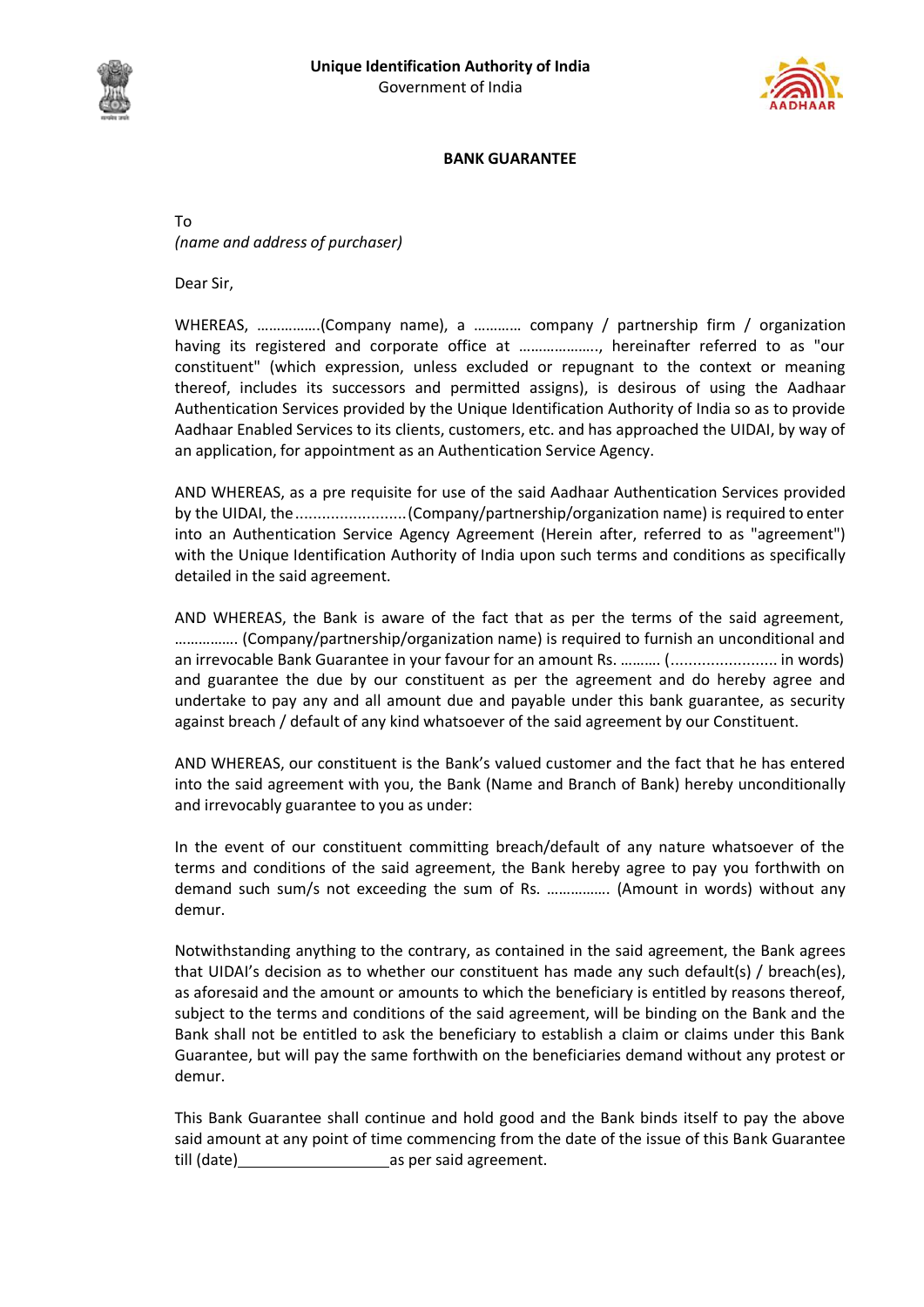**Unique Identification Authority of India**
Government of India

**BANK GUARANTEE**

To
*(name and address of purchaser)*

Dear Sir,

WHEREAS, …………….(Company name), a ………… company / partnership firm / organization having its registered and corporate office at ……………….., hereinafter referred to as "our constituent" (which expression, unless excluded or repugnant to the context or meaning thereof, includes its successors and permitted assigns), is desirous of using the Aadhaar Authentication Services provided by the Unique Identification Authority of India so as to provide Aadhaar Enabled Services to its clients, customers, etc. and has approached the UIDAI, by way of an application, for appointment as an Authentication Service Agency.

AND WHEREAS, as a pre requisite for use of the said Aadhaar Authentication Services provided by the UIDAI, the........................(Company/partnership/organization name) is required to enter into an Authentication Service Agency Agreement (Herein after, referred to as "agreement") with the Unique Identification Authority of India upon such terms and conditions as specifically detailed in the said agreement.

AND WHEREAS, the Bank is aware of the fact that as per the terms of the said agreement, ……………. (Company/partnership/organization name) is required to furnish an unconditional and an irrevocable Bank Guarantee in your favour for an amount Rs. ………. (........................ in words) and guarantee the due by our constituent as per the agreement and do hereby agree and undertake to pay any and all amount due and payable under this bank guarantee, as security against breach / default of any kind whatsoever of the said agreement by our Constituent.

AND WHEREAS, our constituent is the Bank's valued customer and the fact that he has entered into the said agreement with you, the Bank (Name and Branch of Bank) hereby unconditionally and irrevocably guarantee to you as under:

In the event of our constituent committing breach/default of any nature whatsoever of the terms and conditions of the said agreement, the Bank hereby agree to pay you forthwith on demand such sum/s not exceeding the sum of Rs. ……………. (Amount in words) without any demur.

Notwithstanding anything to the contrary, as contained in the said agreement, the Bank agrees that UIDAI's decision as to whether our constituent has made any such default(s) / breach(es), as aforesaid and the amount or amounts to which the beneficiary is entitled by reasons thereof, subject to the terms and conditions of the said agreement, will be binding on the Bank and the Bank shall not be entitled to ask the beneficiary to establish a claim or claims under this Bank Guarantee, but will pay the same forthwith on the beneficiaries demand without any protest or demur.

This Bank Guarantee shall continue and hold good and the Bank binds itself to pay the above said amount at any point of time commencing from the date of the issue of this Bank Guarantee till (date)\_\_\_\_\_\_\_\_\_\_\_\_\_\_\_\_\_\_as per said agreement.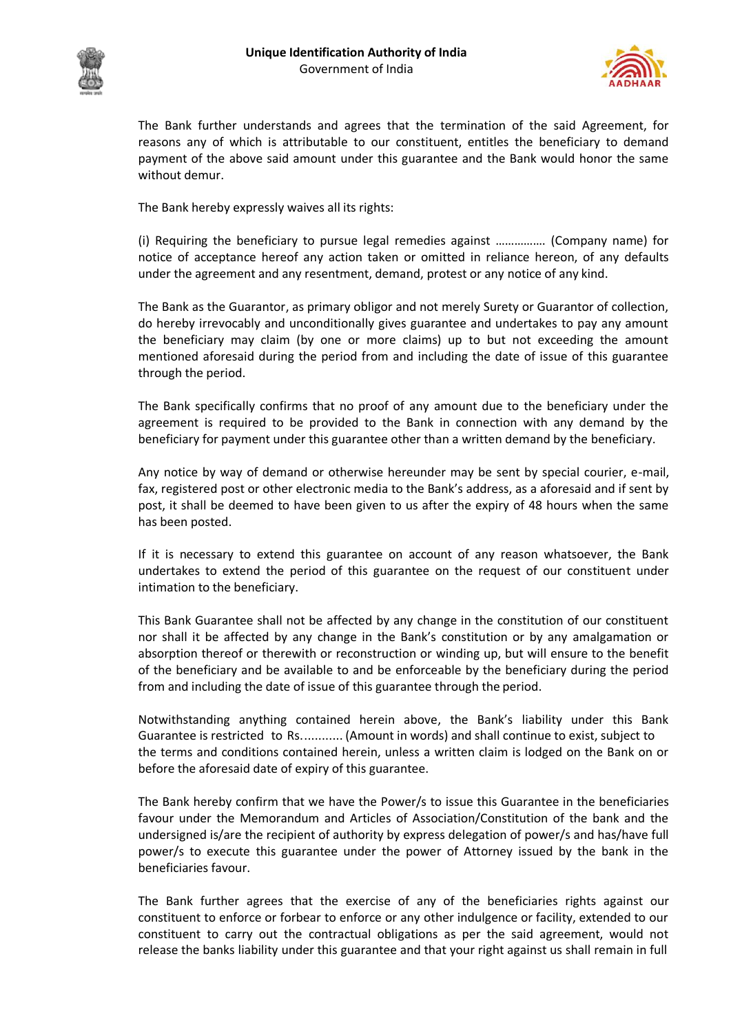The Bank further understands and agrees that the termination of the said Agreement, for reasons any of which is attributable to our constituent, entitles the beneficiary to demand payment of the above said amount under this guarantee and the Bank would honor the same without demur.

The Bank hereby expressly waives all its rights:

(i) Requiring the beneficiary to pursue legal remedies against ……………. (Company name) for notice of acceptance hereof any action taken or omitted in reliance hereon, of any defaults under the agreement and any resentment, demand, protest or any notice of any kind.

The Bank as the Guarantor, as primary obligor and not merely Surety or Guarantor of collection, do hereby irrevocably and unconditionally gives guarantee and undertakes to pay any amount the beneficiary may claim (by one or more claims) up to but not exceeding the amount mentioned aforesaid during the period from and including the date of issue of this guarantee through the period.

The Bank specifically confirms that no proof of any amount due to the beneficiary under the agreement is required to be provided to the Bank in connection with any demand by the beneficiary for payment under this guarantee other than a written demand by the beneficiary.

Any notice by way of demand or otherwise hereunder may be sent by special courier, e-mail, fax, registered post or other electronic media to the Bank's address, as a aforesaid and if sent by post, it shall be deemed to have been given to us after the expiry of 48 hours when the same has been posted.

If it is necessary to extend this guarantee on account of any reason whatsoever, the Bank undertakes to extend the period of this guarantee on the request of our constituent under intimation to the beneficiary.

This Bank Guarantee shall not be affected by any change in the constitution of our constituent nor shall it be affected by any change in the Bank's constitution or by any amalgamation or absorption thereof or therewith or reconstruction or winding up, but will ensure to the benefit of the beneficiary and be available to and be enforceable by the beneficiary during the period from and including the date of issue of this guarantee through the period.

Notwithstanding anything contained herein above, the Bank's liability under this Bank Guarantee is restricted to Rs........... (Amount in words) and shall continue to exist, subject to the terms and conditions contained herein, unless a written claim is lodged on the Bank on or before the aforesaid date of expiry of this guarantee.

The Bank hereby confirm that we have the Power/s to issue this Guarantee in the beneficiaries favour under the Memorandum and Articles of Association/Constitution of the bank and the undersigned is/are the recipient of authority by express delegation of power/s and has/have full power/s to execute this guarantee under the power of Attorney issued by the bank in the beneficiaries favour.

The Bank further agrees that the exercise of any of the beneficiaries rights against our constituent to enforce or forbear to enforce or any other indulgence or facility, extended to our constituent to carry out the contractual obligations as per the said agreement, would not release the banks liability under this guarantee and that your right against us shall remain in full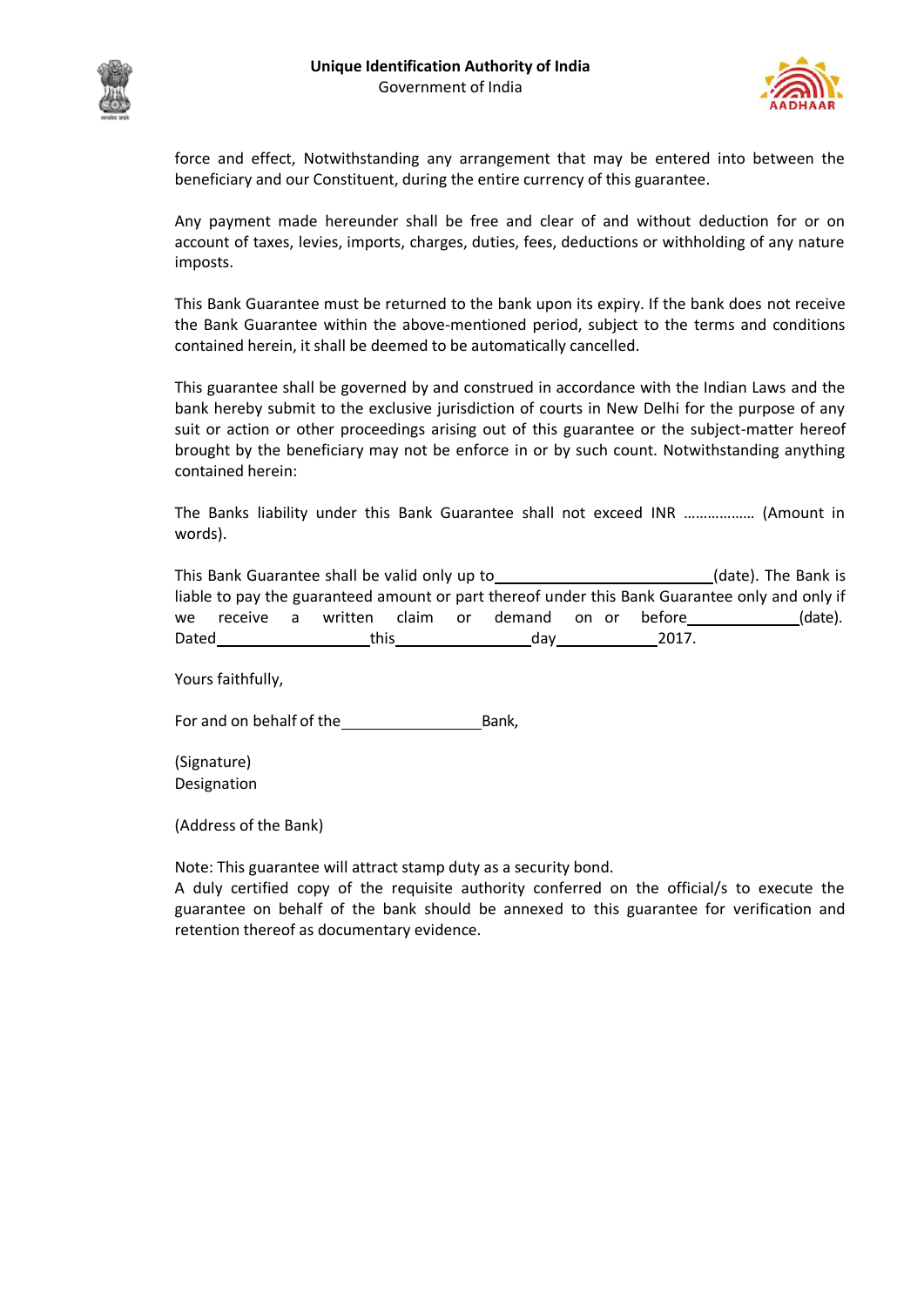force and effect, Notwithstanding any arrangement that may be entered into between the beneficiary and our Constituent, during the entire currency of this guarantee.

Any payment made hereunder shall be free and clear of and without deduction for or on account of taxes, levies, imports, charges, duties, fees, deductions or withholding of any nature imposts.

This Bank Guarantee must be returned to the bank upon its expiry. If the bank does not receive the Bank Guarantee within the above-mentioned period, subject to the terms and conditions contained herein, it shall be deemed to be automatically cancelled.

This guarantee shall be governed by and construed in accordance with the Indian Laws and the bank hereby submit to the exclusive jurisdiction of courts in New Delhi for the purpose of any suit or action or other proceedings arising out of this guarantee or the subject-matter hereof brought by the beneficiary may not be enforce in or by such count. Notwithstanding anything contained herein:

The Banks liability under this Bank Guarantee shall not exceed INR ……………… (Amount in words).

This Bank Guarantee shall be valid only up to \_\_\_\_\_\_\_\_\_\_\_\_\_\_\_\_\_\_\_\_\_\_\_\_(date). The Bank is liable to pay the guaranteed amount or part thereof under this Bank Guarantee only and only if we receive a written claim or demand on or before\_\_\_\_\_\_\_\_\_\_\_\_\_(date). Dated\_\_\_\_\_\_\_\_\_\_\_\_\_\_\_\_\_\_this\_\_\_\_\_\_\_\_\_\_\_\_\_\_\_\_day\_\_\_\_\_\_\_\_\_\_\_\_2017.

Yours faithfully,

For and on behalf of the\_\_\_\_\_\_\_\_\_\_\_\_\_\_\_\_Bank,

(Signature)
Designation

(Address of the Bank)

Note: This guarantee will attract stamp duty as a security bond.
A duly certified copy of the requisite authority conferred on the official/s to execute the guarantee on behalf of the bank should be annexed to this guarantee for verification and retention thereof as documentary evidence.